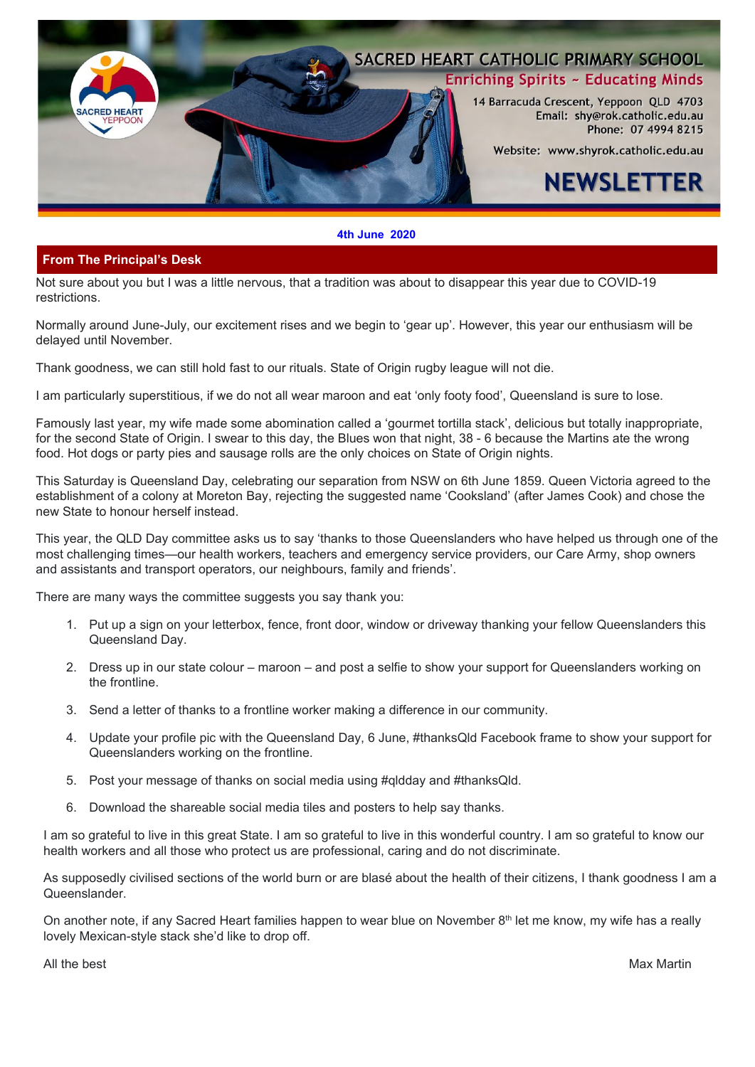# SACRED HEART CATHOLIC PRIMARY SCHOOL

**Enriching Spirits ~ Educating Minds**

14 Barracuda Crescent, Yeppoon QLD 4703
Email: shy@rok.catholic.edu.au
Phone: 07 4994 8215

Website: www.shyrok.catholic.edu.au

# NEWSLETTER

**4th June 2020**

## From The Principal's Desk

Not sure about you but I was a little nervous, that a tradition was about to disappear this year due to COVID-19 restrictions.

Normally around June-July, our excitement rises and we begin to 'gear up'. However, this year our enthusiasm will be delayed until November.

Thank goodness, we can still hold fast to our rituals. State of Origin rugby league will not die.

I am particularly superstitious, if we do not all wear maroon and eat 'only footy food', Queensland is sure to lose.

Famously last year, my wife made some abomination called a 'gourmet tortilla stack', delicious but totally inappropriate, for the second State of Origin. I swear to this day, the Blues won that night, 38 - 6 because the Martins ate the wrong food. Hot dogs or party pies and sausage rolls are the only choices on State of Origin nights.

This Saturday is Queensland Day, celebrating our separation from NSW on 6th June 1859. Queen Victoria agreed to the establishment of a colony at Moreton Bay, rejecting the suggested name 'Cooksland' (after James Cook) and chose the new State to honour herself instead.

This year, the QLD Day committee asks us to say 'thanks to those Queenslanders who have helped us through one of the most challenging times—our health workers, teachers and emergency service providers, our Care Army, shop owners and assistants and transport operators, our neighbours, family and friends'.

There are many ways the committee suggests you say thank you:

1. Put up a sign on your letterbox, fence, front door, window or driveway thanking your fellow Queenslanders this Queensland Day.
2. Dress up in our state colour – maroon – and post a selfie to show your support for Queenslanders working on the frontline.
3. Send a letter of thanks to a frontline worker making a difference in our community.
4. Update your profile pic with the Queensland Day, 6 June, #thanksQld Facebook frame to show your support for Queenslanders working on the frontline.
5. Post your message of thanks on social media using #qldday and #thanksQld.
6. Download the shareable social media tiles and posters to help say thanks.

I am so grateful to live in this great State. I am so grateful to live in this wonderful country. I am so grateful to know our health workers and all those who protect us are professional, caring and do not discriminate.

As supposedly civilised sections of the world burn or are blasé about the health of their citizens, I thank goodness I am a Queenslander.

On another note, if any Sacred Heart families happen to wear blue on November 8th let me know, my wife has a really lovely Mexican-style stack she'd like to drop off.

All the best

Max Martin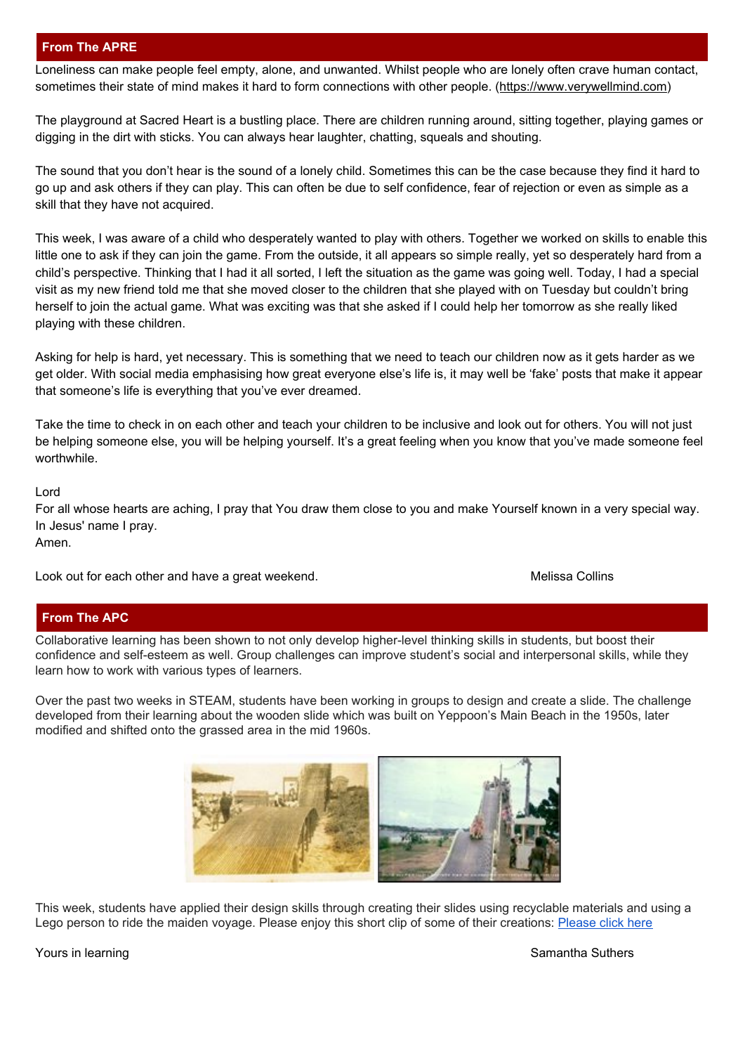## From The APRE

Loneliness can make people feel empty, alone, and unwanted. Whilst people who are lonely often crave human contact, sometimes their state of mind makes it hard to form connections with other people. (https://www.verywellmind.com)

The playground at Sacred Heart is a bustling place. There are children running around, sitting together, playing games or digging in the dirt with sticks. You can always hear laughter, chatting, squeals and shouting.

The sound that you don't hear is the sound of a lonely child. Sometimes this can be the case because they find it hard to go up and ask others if they can play. This can often be due to self confidence, fear of rejection or even as simple as a skill that they have not acquired.

This week, I was aware of a child who desperately wanted to play with others. Together we worked on skills to enable this little one to ask if they can join the game. From the outside, it all appears so simple really, yet so desperately hard from a child's perspective. Thinking that I had it all sorted, I left the situation as the game was going well. Today, I had a special visit as my new friend told me that she moved closer to the children that she played with on Tuesday but couldn't bring herself to join the actual game. What was exciting was that she asked if I could help her tomorrow as she really liked playing with these children.

Asking for help is hard, yet necessary. This is something that we need to teach our children now as it gets harder as we get older. With social media emphasising how great everyone else's life is, it may well be 'fake' posts that make it appear that someone's life is everything that you've ever dreamed.

Take the time to check in on each other and teach your children to be inclusive and look out for others. You will not just be helping someone else, you will be helping yourself. It's a great feeling when you know that you've made someone feel worthwhile.

Lord
For all whose hearts are aching, I pray that You draw them close to you and make Yourself known in a very special way.
In Jesus' name I pray.
Amen.

Look out for each other and have a great weekend.

Melissa Collins

## From The APC

Collaborative learning has been shown to not only develop higher-level thinking skills in students, but boost their confidence and self-esteem as well. Group challenges can improve student's social and interpersonal skills, while they learn how to work with various types of learners.

Over the past two weeks in STEAM, students have been working in groups to design and create a slide. The challenge developed from their learning about the wooden slide which was built on Yeppoon's Main Beach in the 1950s, later modified and shifted onto the grassed area in the mid 1960s.

This week, students have applied their design skills through creating their slides using recyclable materials and using a Lego person to ride the maiden voyage. Please enjoy this short clip of some of their creations: [Please click here]

Yours in learning

Samantha Suthers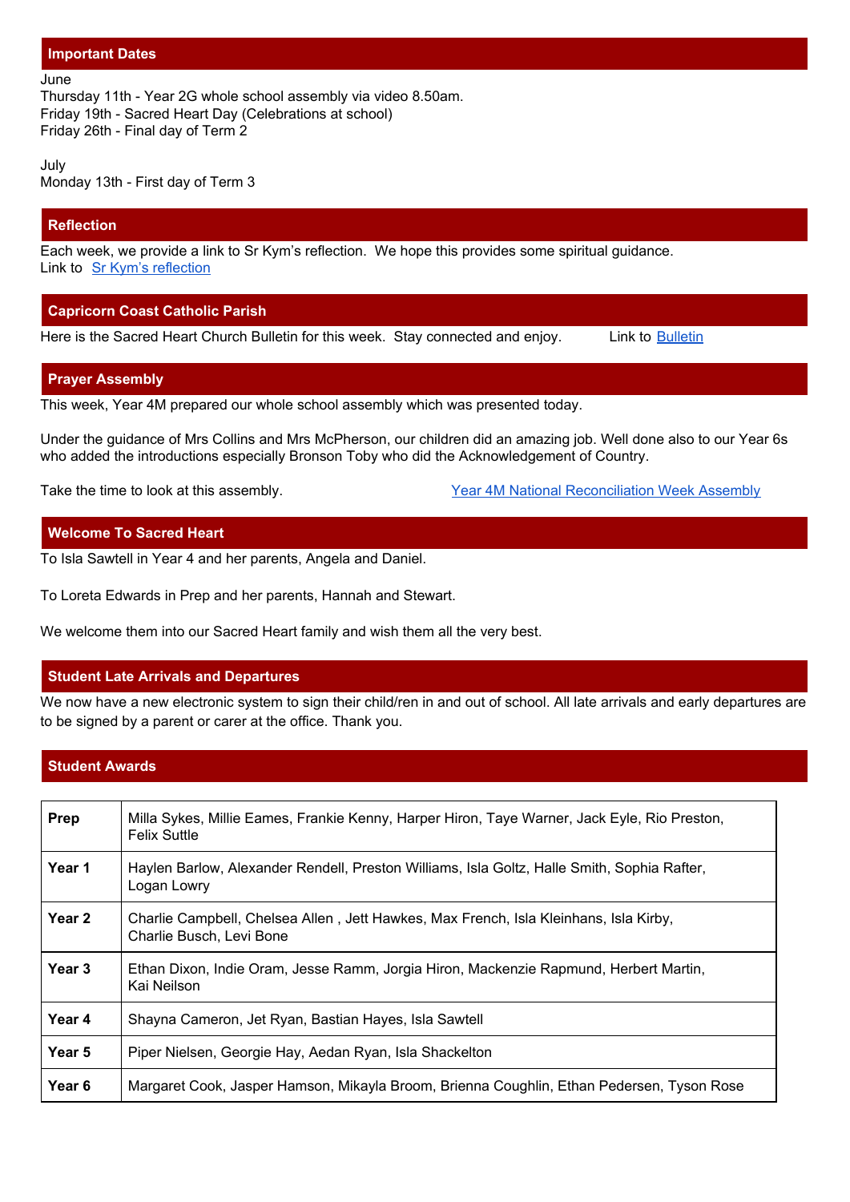## Important Dates

June
Thursday 11th - Year 2G whole school assembly via video 8.50am.
Friday 19th - Sacred Heart Day (Celebrations at school)
Friday 26th - Final day of Term 2

July
Monday 13th - First day of Term 3

## Reflection

Each week, we provide a link to Sr Kym's reflection. We hope this provides some spiritual guidance.
Link to Sr Kym's reflection

## Capricorn Coast Catholic Parish

Here is the Sacred Heart Church Bulletin for this week. Stay connected and enjoy. Link to Bulletin

## Prayer Assembly

This week, Year 4M prepared our whole school assembly which was presented today.

Under the guidance of Mrs Collins and Mrs McPherson, our children did an amazing job. Well done also to our Year 6s who added the introductions especially Bronson Toby who did the Acknowledgement of Country.

Take the time to look at this assembly. Year 4M National Reconciliation Week Assembly

## Welcome To Sacred Heart

To Isla Sawtell in Year 4 and her parents, Angela and Daniel.

To Loreta Edwards in Prep and her parents, Hannah and Stewart.

We welcome them into our Sacred Heart family and wish them all the very best.

## Student Late Arrivals and Departures

We now have a new electronic system to sign their child/ren in and out of school. All late arrivals and early departures are to be signed by a parent or carer at the office. Thank you.

## Student Awards

| | |
|---|---|
| **Prep** | Milla Sykes, Millie Eames, Frankie Kenny, Harper Hiron, Taye Warner, Jack Eyle, Rio Preston, Felix Suttle |
| **Year 1** | Haylen Barlow, Alexander Rendell, Preston Williams, Isla Goltz, Halle Smith, Sophia Rafter, Logan Lowry |
| **Year 2** | Charlie Campbell, Chelsea Allen , Jett Hawkes, Max French, Isla Kleinhans, Isla Kirby, Charlie Busch, Levi Bone |
| **Year 3** | Ethan Dixon, Indie Oram, Jesse Ramm, Jorgia Hiron, Mackenzie Rapmund, Herbert Martin, Kai Neilson |
| **Year 4** | Shayna Cameron, Jet Ryan, Bastian Hayes, Isla Sawtell |
| **Year 5** | Piper Nielsen, Georgie Hay, Aedan Ryan, Isla Shackelton |
| **Year 6** | Margaret Cook, Jasper Hamson, Mikayla Broom, Brienna Coughlin, Ethan Pedersen, Tyson Rose |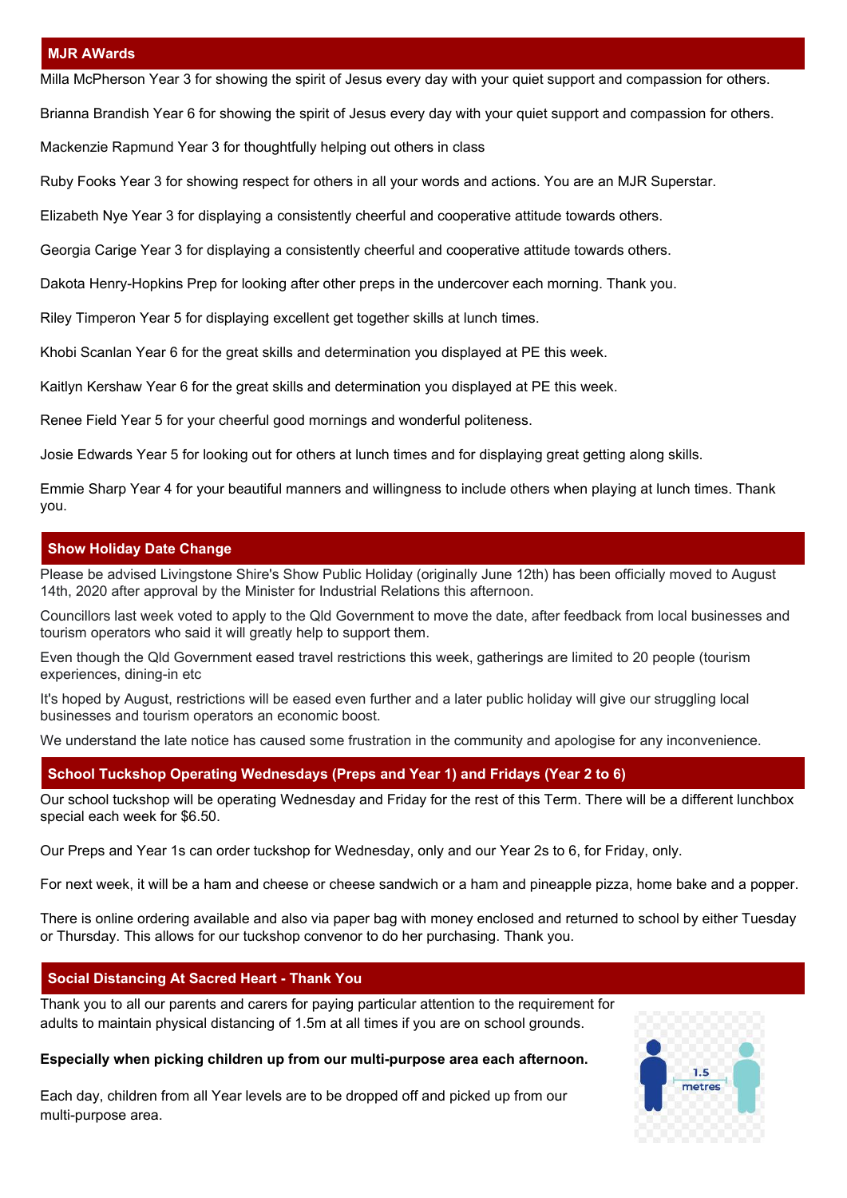## MJR AWards

Milla McPherson Year 3 for showing the spirit of Jesus every day with your quiet support and compassion for others.

Brianna Brandish Year 6 for showing the spirit of Jesus every day with your quiet support and compassion for others.

Mackenzie Rapmund Year 3 for thoughtfully helping out others in class

Ruby Fooks Year 3 for showing respect for others in all your words and actions. You are an MJR Superstar.

Elizabeth Nye Year 3 for displaying a consistently cheerful and cooperative attitude towards others.

Georgia Carige Year 3 for displaying a consistently cheerful and cooperative attitude towards others.

Dakota Henry-Hopkins Prep for looking after other preps in the undercover each morning. Thank you.

Riley Timperon Year 5 for displaying excellent get together skills at lunch times.

Khobi Scanlan Year 6 for the great skills and determination you displayed at PE this week.

Kaitlyn Kershaw Year 6 for the great skills and determination you displayed at PE this week.

Renee Field Year 5 for your cheerful good mornings and wonderful politeness.

Josie Edwards Year 5 for looking out for others at lunch times and for displaying great getting along skills.

Emmie Sharp Year 4 for your beautiful manners and willingness to include others when playing at lunch times. Thank you.

## Show Holiday Date Change

Please be advised Livingstone Shire's Show Public Holiday (originally June 12th) has been officially moved to August 14th, 2020 after approval by the Minister for Industrial Relations this afternoon.

Councillors last week voted to apply to the Qld Government to move the date, after feedback from local businesses and tourism operators who said it will greatly help to support them.

Even though the Qld Government eased travel restrictions this week, gatherings are limited to 20 people (tourism experiences, dining-in etc

It's hoped by August, restrictions will be eased even further and a later public holiday will give our struggling local businesses and tourism operators an economic boost.

We understand the late notice has caused some frustration in the community and apologise for any inconvenience.

## School Tuckshop Operating Wednesdays (Preps and Year 1) and Fridays (Year 2 to 6)

Our school tuckshop will be operating Wednesday and Friday for the rest of this Term. There will be a different lunchbox special each week for $6.50.

Our Preps and Year 1s can order tuckshop for Wednesday, only and our Year 2s to 6, for Friday, only.

For next week, it will be a ham and cheese or cheese sandwich or a ham and pineapple pizza, home bake and a popper.

There is online ordering available and also via paper bag with money enclosed and returned to school by either Tuesday or Thursday. This allows for our tuckshop convenor to do her purchasing. Thank you.

## Social Distancing At Sacred Heart - Thank You

Thank you to all our parents and carers for paying particular attention to the requirement for adults to maintain physical distancing of 1.5m at all times if you are on school grounds.

**Especially when picking children up from our multi-purpose area each afternoon.**

Each day, children from all Year levels are to be dropped off and picked up from our multi-purpose area.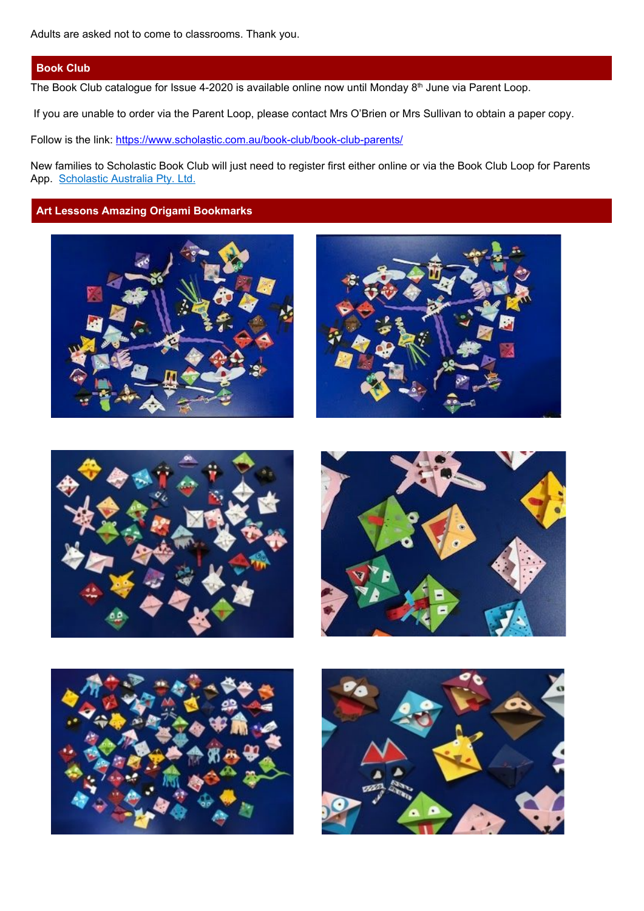Adults are asked not to come to classrooms. Thank you.

## Book Club

The Book Club catalogue for Issue 4-2020 is available online now until Monday 8th June via Parent Loop.

If you are unable to order via the Parent Loop, please contact Mrs O'Brien or Mrs Sullivan to obtain a paper copy.

Follow is the link: https://www.scholastic.com.au/book-club/book-club-parents/

New families to Scholastic Book Club will just need to register first either online or via the Book Club Loop for Parents App. Scholastic Australia Pty. Ltd.

## Art Lessons Amazing Origami Bookmarks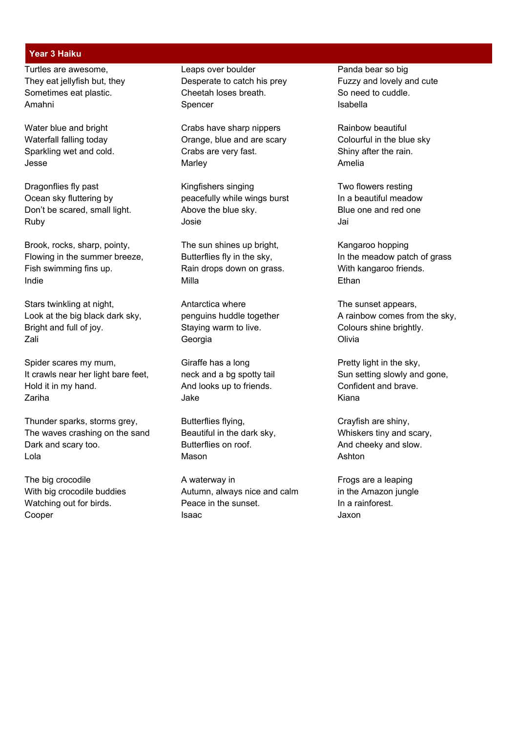## Year 3 Haiku

Turtles are awesome,
They eat jellyfish but, they
Sometimes eat plastic.
Amahni

Water blue and bright
Waterfall falling today
Sparkling wet and cold.
Jesse

Dragonflies fly past
Ocean sky fluttering by
Don't be scared, small light.
Ruby

Brook, rocks, sharp, pointy,
Flowing in the summer breeze,
Fish swimming fins up.
Indie

Stars twinkling at night,
Look at the big black dark sky,
Bright and full of joy.
Zali

Spider scares my mum,
It crawls near her light bare feet,
Hold it in my hand.
Zariha

Thunder sparks, storms grey,
The waves crashing on the sand
Dark and scary too.
Lola

The big crocodile
With big crocodile buddies
Watching out for birds.
Cooper

Leaps over boulder
Desperate to catch his prey
Cheetah loses breath.
Spencer

Crabs have sharp nippers
Orange, blue and are scary
Crabs are very fast.
Marley

Kingfishers singing
peacefully while wings burst
Above the blue sky.
Josie

The sun shines up bright,
Butterflies fly in the sky,
Rain drops down on grass.
Milla

Antarctica where
penguins huddle together
Staying warm to live.
Georgia

Giraffe has a long
neck and a bg spotty tail
And looks up to friends.
Jake

Butterflies flying,
Beautiful in the dark sky,
Butterflies on roof.
Mason

A waterway in
Autumn, always nice and calm
Peace in the sunset.
Isaac

Panda bear so big
Fuzzy and lovely and cute
So need to cuddle.
Isabella

Rainbow beautiful
Colourful in the blue sky
Shiny after the rain.
Amelia

Two flowers resting
In a beautiful meadow
Blue one and red one
Jai

Kangaroo hopping
In the meadow patch of grass
With kangaroo friends.
Ethan

The sunset appears,
A rainbow comes from the sky,
Colours shine brightly.
Olivia

Pretty light in the sky,
Sun setting slowly and gone,
Confident and brave.
Kiana

Crayfish are shiny,
Whiskers tiny and scary,
And cheeky and slow.
Ashton

Frogs are a leaping
in the Amazon jungle
In a rainforest.
Jaxon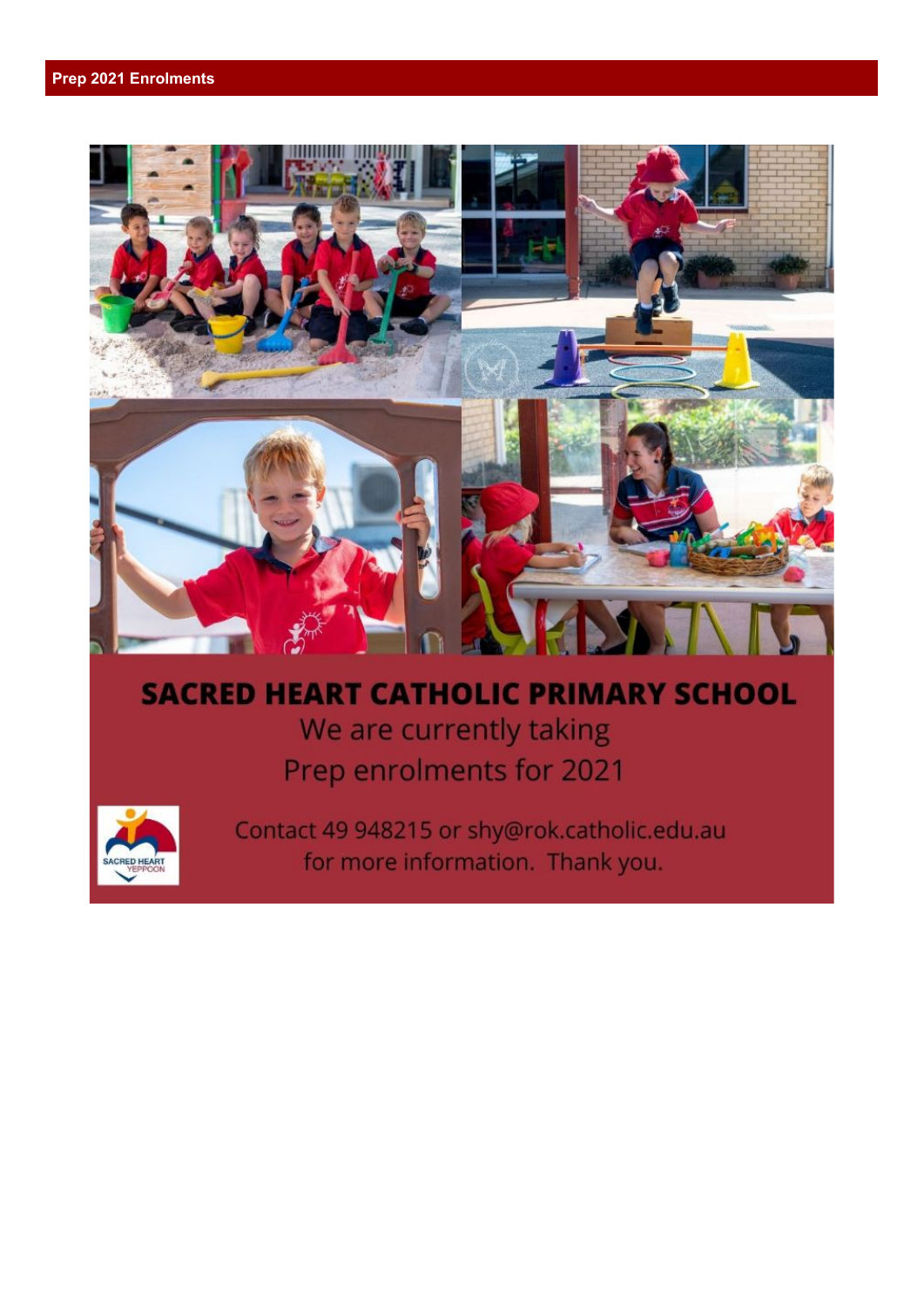## Prep 2021 Enrolments

**SACRED HEART CATHOLIC PRIMARY SCHOOL**

We are currently taking
Prep enrolments for 2021

Contact 49 948215 or shy@rok.catholic.edu.au
for more information. Thank you.